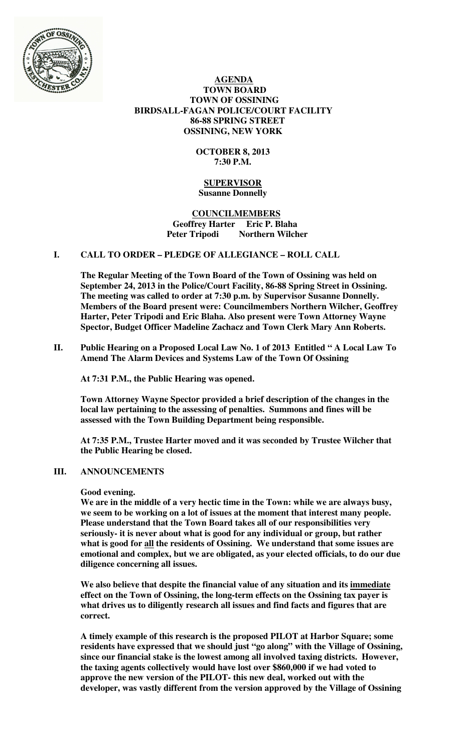**AGENDA**
**TOWN BOARD**
**TOWN OF OSSINING**
**BIRDSALL-FAGAN POLICE/COURT FACILITY**
**86-88 SPRING STREET**
**OSSINING, NEW YORK**

**OCTOBER 8, 2013**
**7:30 P.M.**

**SUPERVISOR**
**Susanne Donnelly**

**COUNCILMEMBERS**
**Geoffrey Harter Eric P. Blaha**
**Peter Tripodi Northern Wilcher**

## I. CALL TO ORDER – PLEDGE OF ALLEGIANCE – ROLL CALL

**The Regular Meeting of the Town Board of the Town of Ossining was held on September 24, 2013 in the Police/Court Facility, 86-88 Spring Street in Ossining. The meeting was called to order at 7:30 p.m. by Supervisor Susanne Donnelly. Members of the Board present were: Councilmembers Northern Wilcher, Geoffrey Harter, Peter Tripodi and Eric Blaha. Also present were Town Attorney Wayne Spector, Budget Officer Madeline Zachacz and Town Clerk Mary Ann Roberts.**

## II. Public Hearing on a Proposed Local Law No. 1 of 2013 Entitled " A Local Law To Amend The Alarm Devices and Systems Law of the Town Of Ossining

**At 7:31 P.M., the Public Hearing was opened.**

**Town Attorney Wayne Spector provided a brief description of the changes in the local law pertaining to the assessing of penalties. Summons and fines will be assessed with the Town Building Department being responsible.**

**At 7:35 P.M., Trustee Harter moved and it was seconded by Trustee Wilcher that the Public Hearing be closed.**

## III. ANNOUNCEMENTS

**Good evening.**

**We are in the middle of a very hectic time in the Town: while we are always busy, we seem to be working on a lot of issues at the moment that interest many people. Please understand that the Town Board takes all of our responsibilities very seriously- it is never about what is good for any individual or group, but rather what is good for <u>all</u> the residents of Ossining. We understand that some issues are emotional and complex, but we are obligated, as your elected officials, to do our due diligence concerning all issues.**

**We also believe that despite the financial value of any situation and its <u>immediate</u> effect on the Town of Ossining, the long-term effects on the Ossining tax payer is what drives us to diligently research all issues and find facts and figures that are correct.**

**A timely example of this research is the proposed PILOT at Harbor Square; some residents have expressed that we should just "go along" with the Village of Ossining, since our financial stake is the lowest among all involved taxing districts. However, the taxing agents collectively would have lost over $860,000 if we had voted to approve the new version of the PILOT- this new deal, worked out with the developer, was vastly different from the version approved by the Village of Ossining**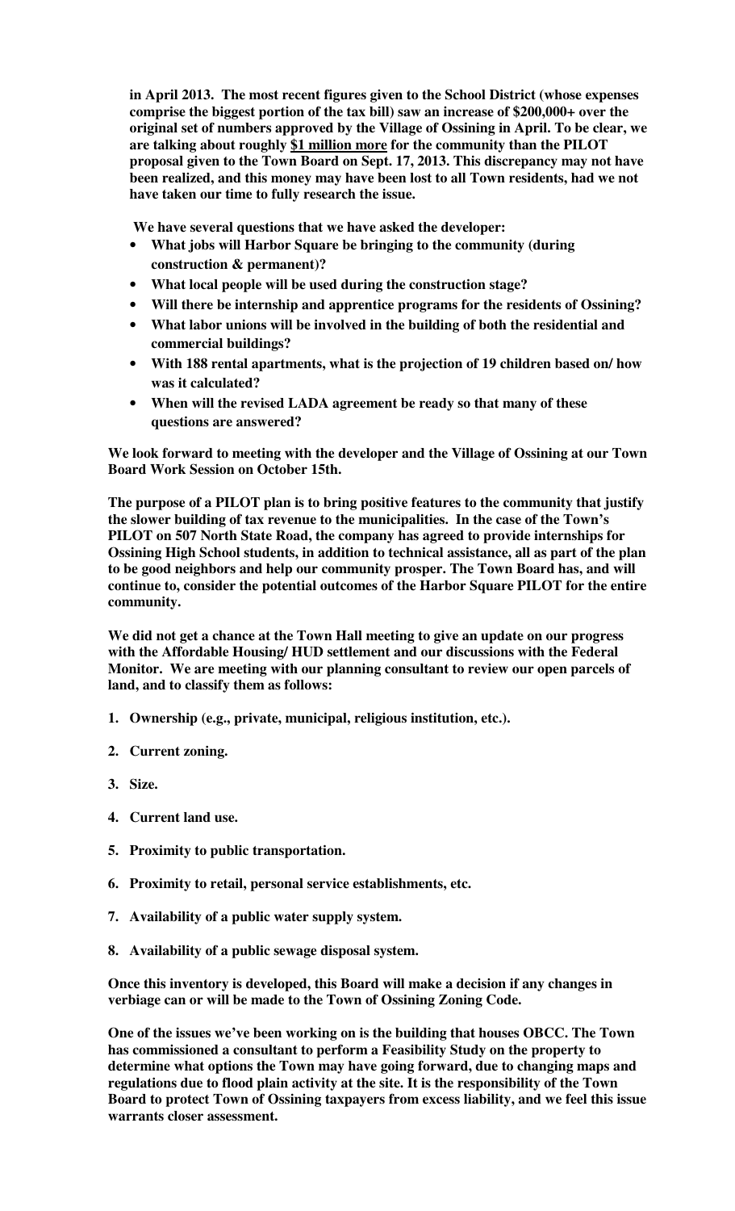**in April 2013. The most recent figures given to the School District (whose expenses comprise the biggest portion of the tax bill) saw an increase of $200,000+ over the original set of numbers approved by the Village of Ossining in April. To be clear, we are talking about roughly <u>$1 million more</u> for the community than the PILOT proposal given to the Town Board on Sept. 17, 2013. This discrepancy may not have been realized, and this money may have been lost to all Town residents, had we not have taken our time to fully research the issue.**

**We have several questions that we have asked the developer:**

- **What jobs will Harbor Square be bringing to the community (during construction & permanent)?**
- **What local people will be used during the construction stage?**
- **Will there be internship and apprentice programs for the residents of Ossining?**
- **What labor unions will be involved in the building of both the residential and commercial buildings?**
- **With 188 rental apartments, what is the projection of 19 children based on/ how was it calculated?**
- **When will the revised LADA agreement be ready so that many of these questions are answered?**

**We look forward to meeting with the developer and the Village of Ossining at our Town Board Work Session on October 15th.**

**The purpose of a PILOT plan is to bring positive features to the community that justify the slower building of tax revenue to the municipalities. In the case of the Town's PILOT on 507 North State Road, the company has agreed to provide internships for Ossining High School students, in addition to technical assistance, all as part of the plan to be good neighbors and help our community prosper. The Town Board has, and will continue to, consider the potential outcomes of the Harbor Square PILOT for the entire community.**

**We did not get a chance at the Town Hall meeting to give an update on our progress with the Affordable Housing/ HUD settlement and our discussions with the Federal Monitor. We are meeting with our planning consultant to review our open parcels of land, and to classify them as follows:**

1. **Ownership (e.g., private, municipal, religious institution, etc.).**
2. **Current zoning.**
3. **Size.**
4. **Current land use.**
5. **Proximity to public transportation.**
6. **Proximity to retail, personal service establishments, etc.**
7. **Availability of a public water supply system.**
8. **Availability of a public sewage disposal system.**

**Once this inventory is developed, this Board will make a decision if any changes in verbiage can or will be made to the Town of Ossining Zoning Code.**

**One of the issues we've been working on is the building that houses OBCC. The Town has commissioned a consultant to perform a Feasibility Study on the property to determine what options the Town may have going forward, due to changing maps and regulations due to flood plain activity at the site. It is the responsibility of the Town Board to protect Town of Ossining taxpayers from excess liability, and we feel this issue warrants closer assessment.**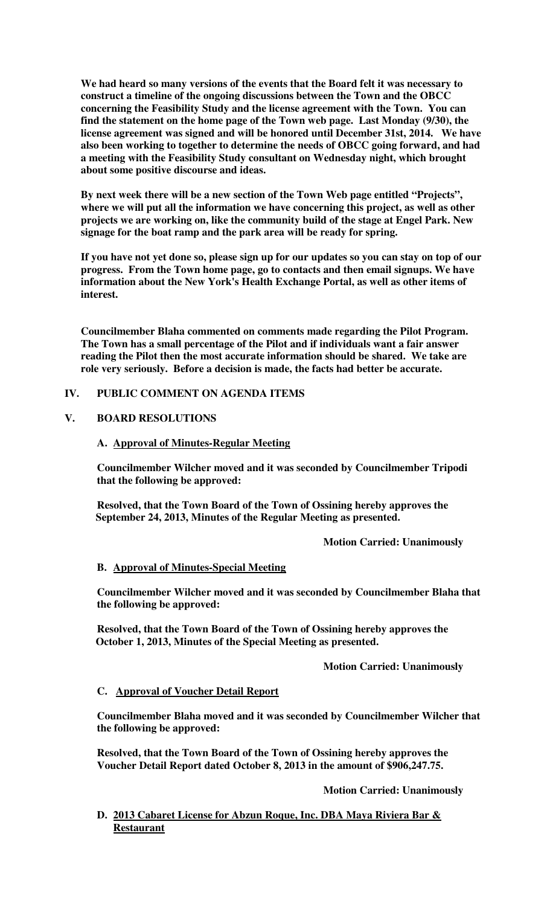**We had heard so many versions of the events that the Board felt it was necessary to construct a timeline of the ongoing discussions between the Town and the OBCC concerning the Feasibility Study and the license agreement with the Town. You can find the statement on the home page of the Town web page. Last Monday (9/30), the license agreement was signed and will be honored until December 31st, 2014. We have also been working to together to determine the needs of OBCC going forward, and had a meeting with the Feasibility Study consultant on Wednesday night, which brought about some positive discourse and ideas.**

**By next week there will be a new section of the Town Web page entitled "Projects", where we will put all the information we have concerning this project, as well as other projects we are working on, like the community build of the stage at Engel Park. New signage for the boat ramp and the park area will be ready for spring.**

**If you have not yet done so, please sign up for our updates so you can stay on top of our progress. From the Town home page, go to contacts and then email signups. We have information about the New York's Health Exchange Portal, as well as other items of interest.**

**Councilmember Blaha commented on comments made regarding the Pilot Program. The Town has a small percentage of the Pilot and if individuals want a fair answer reading the Pilot then the most accurate information should be shared. We take are role very seriously. Before a decision is made, the facts had better be accurate.**

## IV. PUBLIC COMMENT ON AGENDA ITEMS

## V. BOARD RESOLUTIONS

### A. Approval of Minutes-Regular Meeting

**Councilmember Wilcher moved and it was seconded by Councilmember Tripodi that the following be approved:**

**Resolved, that the Town Board of the Town of Ossining hereby approves the September 24, 2013, Minutes of the Regular Meeting as presented.**

**Motion Carried: Unanimously**

### B. Approval of Minutes-Special Meeting

**Councilmember Wilcher moved and it was seconded by Councilmember Blaha that the following be approved:**

**Resolved, that the Town Board of the Town of Ossining hereby approves the October 1, 2013, Minutes of the Special Meeting as presented.**

**Motion Carried: Unanimously**

### C. Approval of Voucher Detail Report

**Councilmember Blaha moved and it was seconded by Councilmember Wilcher that the following be approved:**

**Resolved, that the Town Board of the Town of Ossining hereby approves the Voucher Detail Report dated October 8, 2013 in the amount of $906,247.75.**

**Motion Carried: Unanimously**

### D. 2013 Cabaret License for Abzun Roque, Inc. DBA Maya Riviera Bar & Restaurant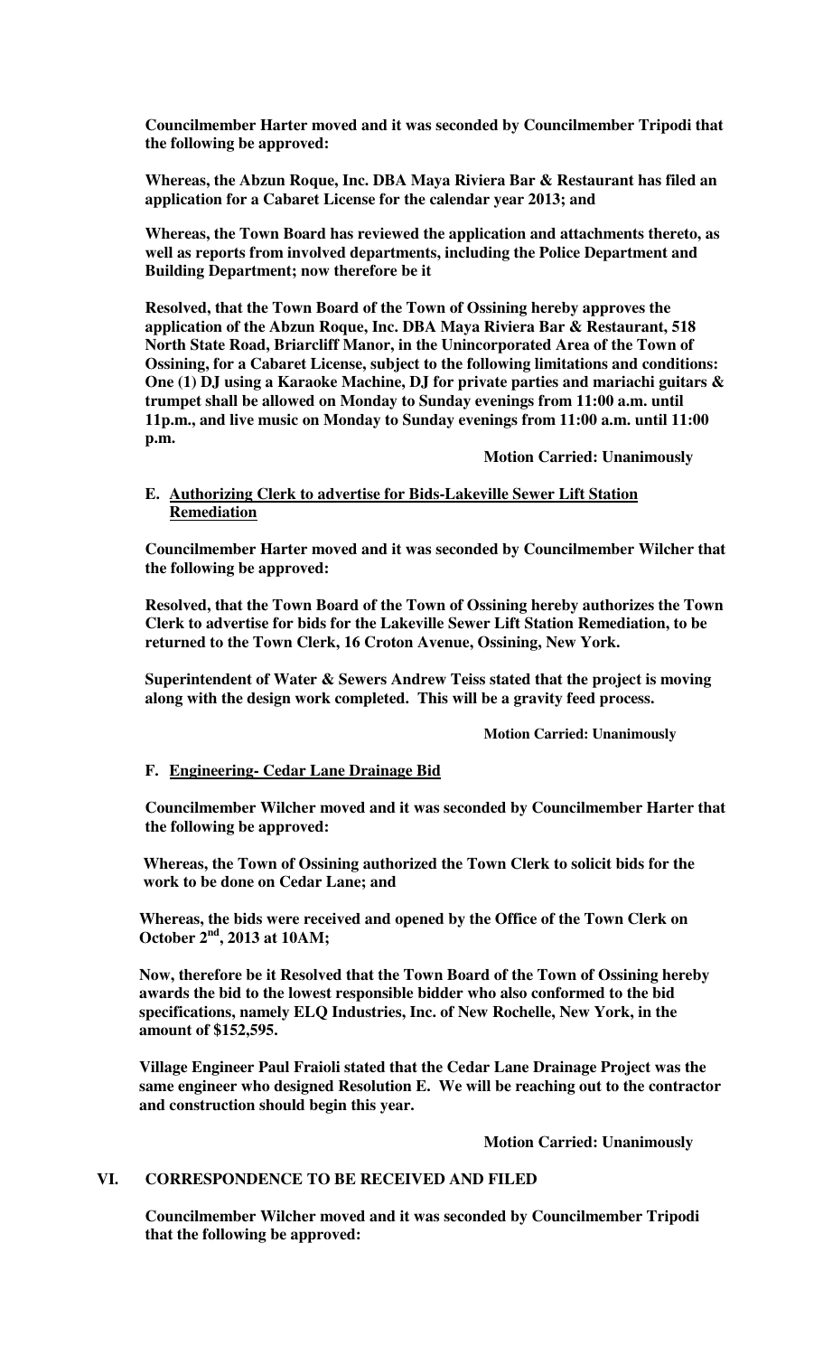**Councilmember Harter moved and it was seconded by Councilmember Tripodi that the following be approved:**

**Whereas, the Abzun Roque, Inc. DBA Maya Riviera Bar & Restaurant has filed an application for a Cabaret License for the calendar year 2013; and**

**Whereas, the Town Board has reviewed the application and attachments thereto, as well as reports from involved departments, including the Police Department and Building Department; now therefore be it**

**Resolved, that the Town Board of the Town of Ossining hereby approves the application of the Abzun Roque, Inc. DBA Maya Riviera Bar & Restaurant, 518 North State Road, Briarcliff Manor, in the Unincorporated Area of the Town of Ossining, for a Cabaret License, subject to the following limitations and conditions: One (1) DJ using a Karaoke Machine, DJ for private parties and mariachi guitars & trumpet shall be allowed on Monday to Sunday evenings from 11:00 a.m. until 11p.m., and live music on Monday to Sunday evenings from 11:00 a.m. until 11:00 p.m.**

**Motion Carried: Unanimously**

**E. Authorizing Clerk to advertise for Bids-Lakeville Sewer Lift Station Remediation**

**Councilmember Harter moved and it was seconded by Councilmember Wilcher that the following be approved:**

**Resolved, that the Town Board of the Town of Ossining hereby authorizes the Town Clerk to advertise for bids for the Lakeville Sewer Lift Station Remediation, to be returned to the Town Clerk, 16 Croton Avenue, Ossining, New York.**

**Superintendent of Water & Sewers Andrew Teiss stated that the project is moving along with the design work completed. This will be a gravity feed process.**

**Motion Carried: Unanimously**

**F. Engineering- Cedar Lane Drainage Bid**

**Councilmember Wilcher moved and it was seconded by Councilmember Harter that the following be approved:**

**Whereas, the Town of Ossining authorized the Town Clerk to solicit bids for the work to be done on Cedar Lane; and**

**Whereas, the bids were received and opened by the Office of the Town Clerk on October 2nd, 2013 at 10AM;**

**Now, therefore be it Resolved that the Town Board of the Town of Ossining hereby awards the bid to the lowest responsible bidder who also conformed to the bid specifications, namely ELQ Industries, Inc. of New Rochelle, New York, in the amount of $152,595.**

**Village Engineer Paul Fraioli stated that the Cedar Lane Drainage Project was the same engineer who designed Resolution E. We will be reaching out to the contractor and construction should begin this year.**

**Motion Carried: Unanimously**

## VI. CORRESPONDENCE TO BE RECEIVED AND FILED

**Councilmember Wilcher moved and it was seconded by Councilmember Tripodi that the following be approved:**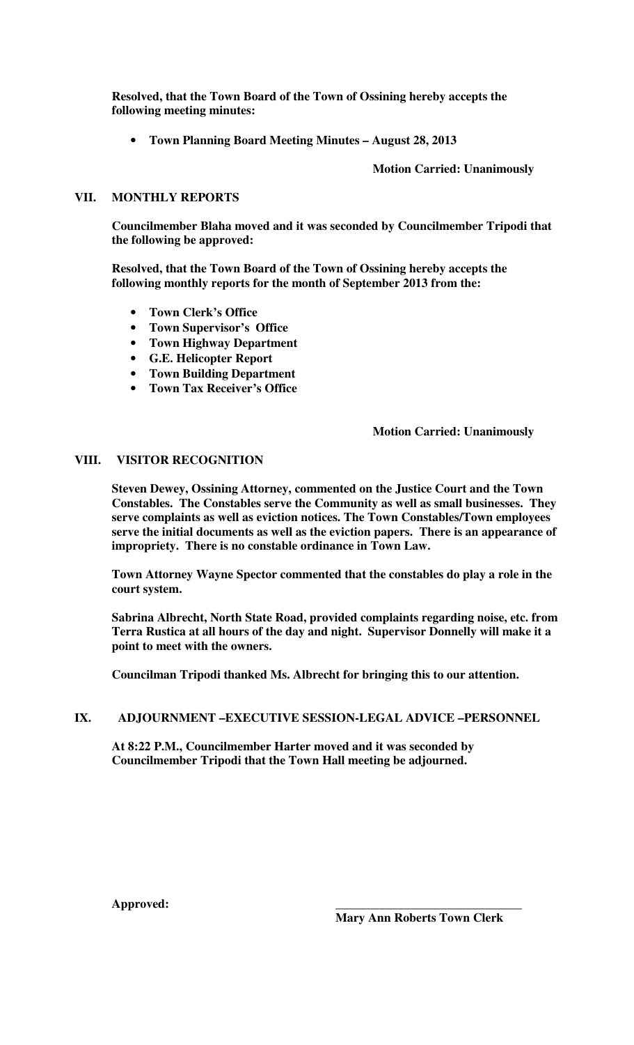**Resolved, that the Town Board of the Town of Ossining hereby accepts the following meeting minutes:**

- **Town Planning Board Meeting Minutes – August 28, 2013**

**Motion Carried: Unanimously**

## VII. MONTHLY REPORTS

**Councilmember Blaha moved and it was seconded by Councilmember Tripodi that the following be approved:**

**Resolved, that the Town Board of the Town of Ossining hereby accepts the following monthly reports for the month of September 2013 from the:**

- **Town Clerk's Office**
- **Town Supervisor's Office**
- **Town Highway Department**
- **G.E. Helicopter Report**
- **Town Building Department**
- **Town Tax Receiver's Office**

**Motion Carried: Unanimously**

## VIII. VISITOR RECOGNITION

**Steven Dewey, Ossining Attorney, commented on the Justice Court and the Town Constables. The Constables serve the Community as well as small businesses. They serve complaints as well as eviction notices. The Town Constables/Town employees serve the initial documents as well as the eviction papers. There is an appearance of impropriety. There is no constable ordinance in Town Law.**

**Town Attorney Wayne Spector commented that the constables do play a role in the court system.**

**Sabrina Albrecht, North State Road, provided complaints regarding noise, etc. from Terra Rustica at all hours of the day and night. Supervisor Donnelly will make it a point to meet with the owners.**

**Councilman Tripodi thanked Ms. Albrecht for bringing this to our attention.**

## IX. ADJOURNMENT –EXECUTIVE SESSION-LEGAL ADVICE –PERSONNEL

**At 8:22 P.M., Councilmember Harter moved and it was seconded by Councilmember Tripodi that the Town Hall meeting be adjourned.**

**Approved:** _______________________________

**Mary Ann Roberts Town Clerk**